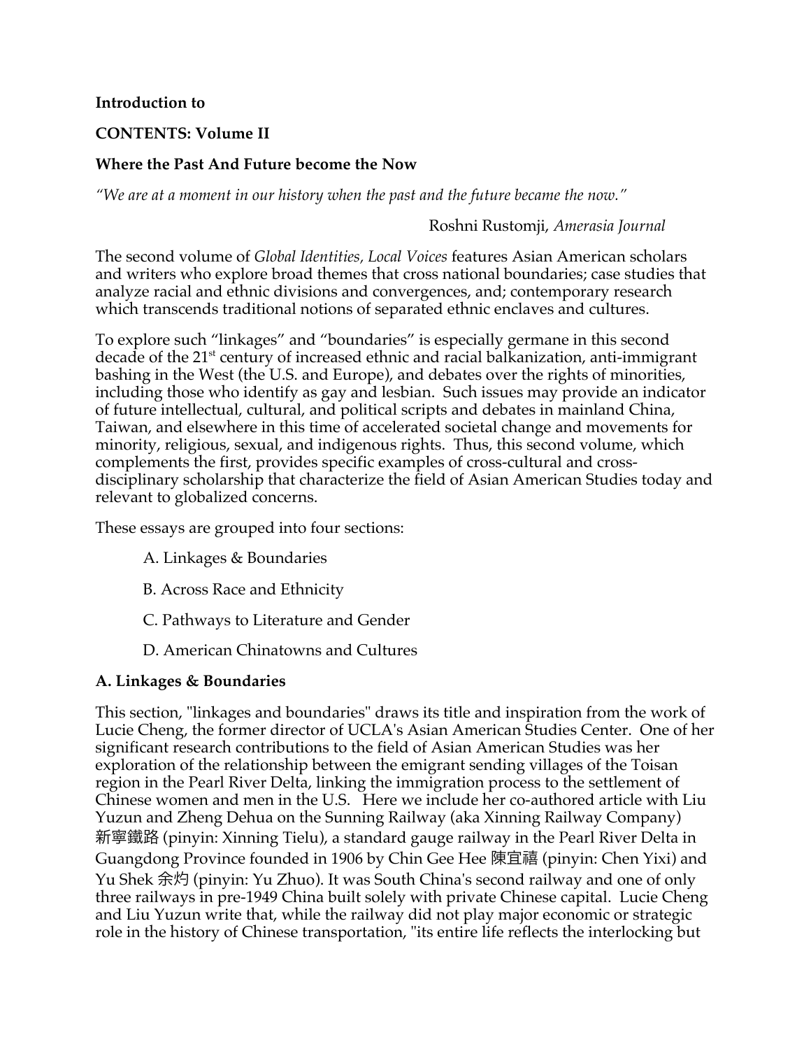**Introduction to**

**CONTENTS: Volume II**

**Where the Past And Future become the Now**

*"We are at a moment in our history when the past and the future became the now."*

Roshni Rustomji, *Amerasia Journal*

The second volume of *Global Identities, Local Voices* features Asian American scholars and writers who explore broad themes that cross national boundaries; case studies that analyze racial and ethnic divisions and convergences, and; contemporary research which transcends traditional notions of separated ethnic enclaves and cultures.

To explore such "linkages" and "boundaries" is especially germane in this second decade of the 21st century of increased ethnic and racial balkanization, anti-immigrant bashing in the West (the U.S. and Europe), and debates over the rights of minorities, including those who identify as gay and lesbian. Such issues may provide an indicator of future intellectual, cultural, and political scripts and debates in mainland China, Taiwan, and elsewhere in this time of accelerated societal change and movements for minority, religious, sexual, and indigenous rights. Thus, this second volume, which complements the first, provides specific examples of cross-cultural and cross-disciplinary scholarship that characterize the field of Asian American Studies today and relevant to globalized concerns.

These essays are grouped into four sections:

A. Linkages & Boundaries

B. Across Race and Ethnicity

C. Pathways to Literature and Gender

D. American Chinatowns and Cultures

**A. Linkages & Boundaries**

This section, "linkages and boundaries" draws its title and inspiration from the work of Lucie Cheng, the former director of UCLA's Asian American Studies Center. One of her significant research contributions to the field of Asian American Studies was her exploration of the relationship between the emigrant sending villages of the Toisan region in the Pearl River Delta, linking the immigration process to the settlement of Chinese women and men in the U.S. Here we include her co-authored article with Liu Yuzun and Zheng Dehua on the Sunning Railway (aka Xinning Railway Company) 新寧鐵路 (pinyin: Xinning Tielu), a standard gauge railway in the Pearl River Delta in Guangdong Province founded in 1906 by Chin Gee Hee 陳宜禧 (pinyin: Chen Yixi) and Yu Shek 余灼 (pinyin: Yu Zhuo). It was South China's second railway and one of only three railways in pre-1949 China built solely with private Chinese capital. Lucie Cheng and Liu Yuzun write that, while the railway did not play major economic or strategic role in the history of Chinese transportation, "its entire life reflects the interlocking but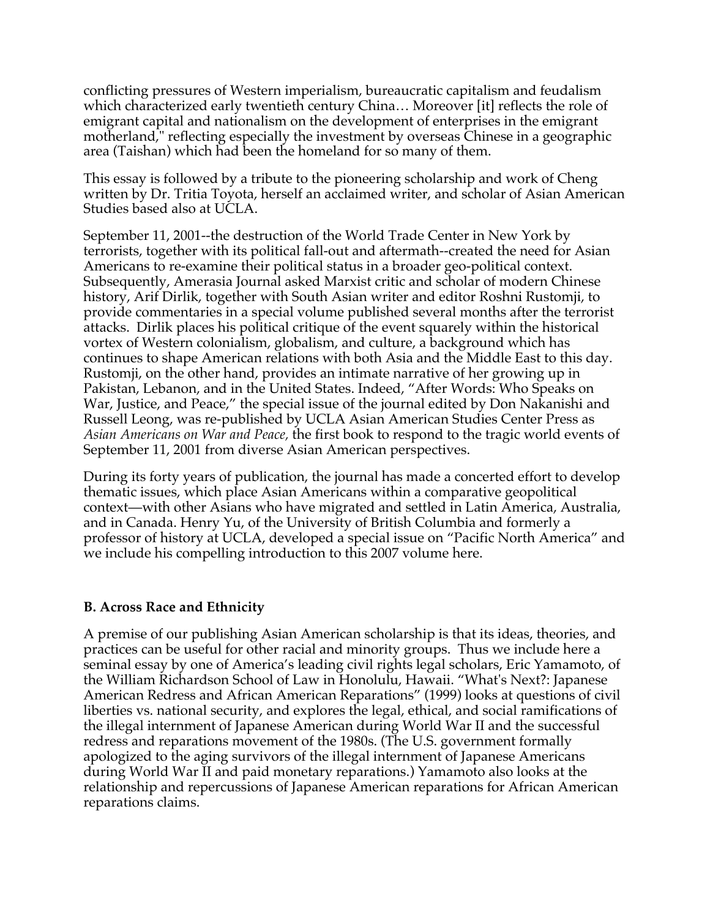conflicting pressures of Western imperialism, bureaucratic capitalism and feudalism which characterized early twentieth century China… Moreover [it] reflects the role of emigrant capital and nationalism on the development of enterprises in the emigrant motherland," reflecting especially the investment by overseas Chinese in a geographic area (Taishan) which had been the homeland for so many of them.

This essay is followed by a tribute to the pioneering scholarship and work of Cheng written by Dr. Tritia Toyota, herself an acclaimed writer, and scholar of Asian American Studies based also at UCLA.

September 11, 2001--the destruction of the World Trade Center in New York by terrorists, together with its political fall-out and aftermath--created the need for Asian Americans to re-examine their political status in a broader geo-political context. Subsequently, Amerasia Journal asked Marxist critic and scholar of modern Chinese history, Arif Dirlik, together with South Asian writer and editor Roshni Rustomji, to provide commentaries in a special volume published several months after the terrorist attacks. Dirlik places his political critique of the event squarely within the historical vortex of Western colonialism, globalism, and culture, a background which has continues to shape American relations with both Asia and the Middle East to this day. Rustomji, on the other hand, provides an intimate narrative of her growing up in Pakistan, Lebanon, and in the United States. Indeed, "After Words: Who Speaks on War, Justice, and Peace," the special issue of the journal edited by Don Nakanishi and Russell Leong, was re-published by UCLA Asian American Studies Center Press as *Asian Americans on War and Peace,* the first book to respond to the tragic world events of September 11, 2001 from diverse Asian American perspectives.

During its forty years of publication, the journal has made a concerted effort to develop thematic issues, which place Asian Americans within a comparative geopolitical context—with other Asians who have migrated and settled in Latin America, Australia, and in Canada. Henry Yu, of the University of British Columbia and formerly a professor of history at UCLA, developed a special issue on "Pacific North America" and we include his compelling introduction to this 2007 volume here.

**B. Across Race and Ethnicity**

A premise of our publishing Asian American scholarship is that its ideas, theories, and practices can be useful for other racial and minority groups. Thus we include here a seminal essay by one of America's leading civil rights legal scholars, Eric Yamamoto, of the William Richardson School of Law in Honolulu, Hawaii. "What's Next?: Japanese American Redress and African American Reparations" (1999) looks at questions of civil liberties vs. national security, and explores the legal, ethical, and social ramifications of the illegal internment of Japanese American during World War II and the successful redress and reparations movement of the 1980s. (The U.S. government formally apologized to the aging survivors of the illegal internment of Japanese Americans during World War II and paid monetary reparations.) Yamamoto also looks at the relationship and repercussions of Japanese American reparations for African American reparations claims.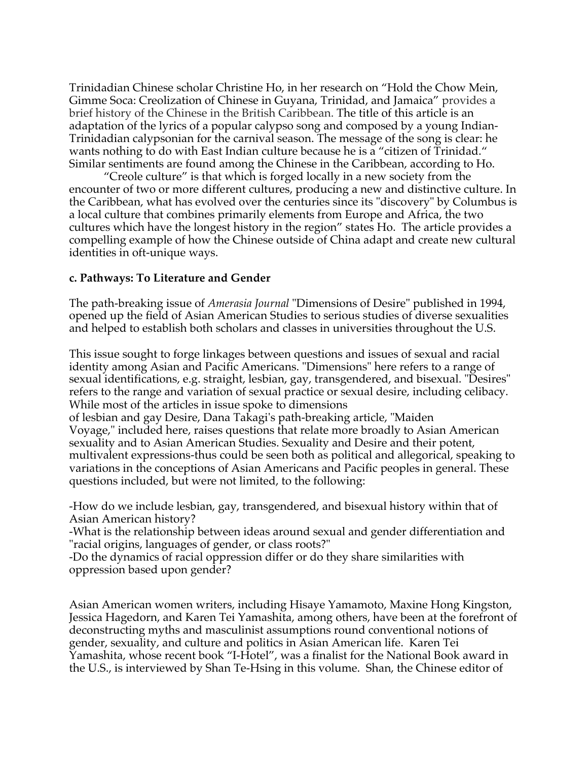Trinidadian Chinese scholar Christine Ho, in her research on "Hold the Chow Mein, Gimme Soca: Creolization of Chinese in Guyana, Trinidad, and Jamaica" provides a brief history of the Chinese in the British Caribbean. The title of this article is an adaptation of the lyrics of a popular calypso song and composed by a young Indian-Trinidadian calypsonian for the carnival season. The message of the song is clear: he wants nothing to do with East Indian culture because he is a "citizen of Trinidad." Similar sentiments are found among the Chinese in the Caribbean, according to Ho.

"Creole culture" is that which is forged locally in a new society from the encounter of two or more different cultures, producing a new and distinctive culture. In the Caribbean, what has evolved over the centuries since its "discovery" by Columbus is a local culture that combines primarily elements from Europe and Africa, the two cultures which have the longest history in the region" states Ho. The article provides a compelling example of how the Chinese outside of China adapt and create new cultural identities in oft-unique ways.

**c. Pathways: To Literature and Gender**

The path-breaking issue of *Amerasia Journal* "Dimensions of Desire" published in 1994, opened up the field of Asian American Studies to serious studies of diverse sexualities and helped to establish both scholars and classes in universities throughout the U.S.

This issue sought to forge linkages between questions and issues of sexual and racial identity among Asian and Pacific Americans. "Dimensions" here refers to a range of sexual identifications, e.g. straight, lesbian, gay, transgendered, and bisexual. "Desires" refers to the range and variation of sexual practice or sexual desire, including celibacy. While most of the articles in issue spoke to dimensions of lesbian and gay Desire, Dana Takagi's path-breaking article, "Maiden Voyage," included here, raises questions that relate more broadly to Asian American sexuality and to Asian American Studies. Sexuality and Desire and their potent, multivalent expressions-thus could be seen both as political and allegorical, speaking to variations in the conceptions of Asian Americans and Pacific peoples in general. These questions included, but were not limited, to the following:

-How do we include lesbian, gay, transgendered, and bisexual history within that of Asian American history?
-What is the relationship between ideas around sexual and gender differentiation and "racial origins, languages of gender, or class roots?"
-Do the dynamics of racial oppression differ or do they share similarities with oppression based upon gender?

Asian American women writers, including Hisaye Yamamoto, Maxine Hong Kingston, Jessica Hagedorn, and Karen Tei Yamashita, among others, have been at the forefront of deconstructing myths and masculinist assumptions round conventional notions of gender, sexuality, and culture and politics in Asian American life. Karen Tei Yamashita, whose recent book "I-Hotel", was a finalist for the National Book award in the U.S., is interviewed by Shan Te-Hsing in this volume. Shan, the Chinese editor of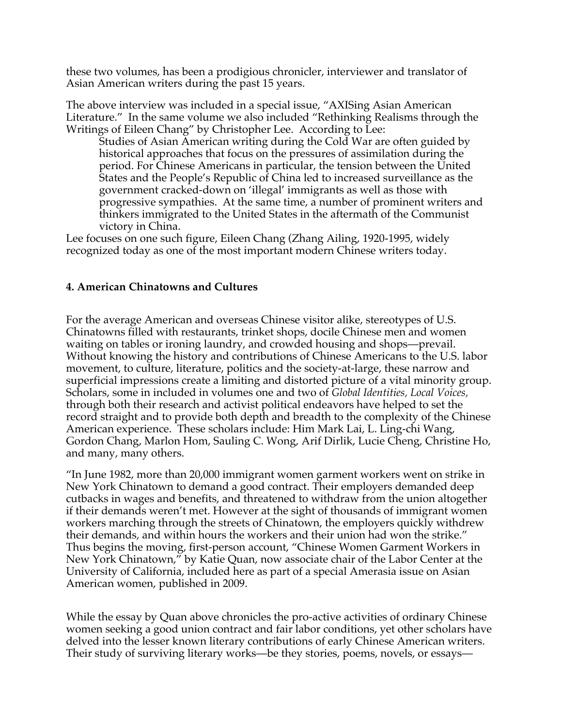these two volumes, has been a prodigious chronicler, interviewer and translator of Asian American writers during the past 15 years.

The above interview was included in a special issue, "AXISing Asian American Literature." In the same volume we also included "Rethinking Realisms through the Writings of Eileen Chang" by Christopher Lee. According to Lee:

> Studies of Asian American writing during the Cold War are often guided by historical approaches that focus on the pressures of assimilation during the period. For Chinese Americans in particular, the tension between the United States and the People's Republic of China led to increased surveillance as the government cracked-down on 'illegal' immigrants as well as those with progressive sympathies. At the same time, a number of prominent writers and thinkers immigrated to the United States in the aftermath of the Communist victory in China.

Lee focuses on one such figure, Eileen Chang (Zhang Ailing, 1920-1995, widely recognized today as one of the most important modern Chinese writers today.

### 4. American Chinatowns and Cultures

For the average American and overseas Chinese visitor alike, stereotypes of U.S. Chinatowns filled with restaurants, trinket shops, docile Chinese men and women waiting on tables or ironing laundry, and crowded housing and shops—prevail. Without knowing the history and contributions of Chinese Americans to the U.S. labor movement, to culture, literature, politics and the society-at-large, these narrow and superficial impressions create a limiting and distorted picture of a vital minority group. Scholars, some in included in volumes one and two of *Global Identities, Local Voices,* through both their research and activist political endeavors have helped to set the record straight and to provide both depth and breadth to the complexity of the Chinese American experience. These scholars include: Him Mark Lai, L. Ling-chi Wang, Gordon Chang, Marlon Hom, Sauling C. Wong, Arif Dirlik, Lucie Cheng, Christine Ho, and many, many others.

"In June 1982, more than 20,000 immigrant women garment workers went on strike in New York Chinatown to demand a good contract. Their employers demanded deep cutbacks in wages and benefits, and threatened to withdraw from the union altogether if their demands weren't met. However at the sight of thousands of immigrant women workers marching through the streets of Chinatown, the employers quickly withdrew their demands, and within hours the workers and their union had won the strike." Thus begins the moving, first-person account, "Chinese Women Garment Workers in New York Chinatown," by Katie Quan, now associate chair of the Labor Center at the University of California, included here as part of a special Amerasia issue on Asian American women, published in 2009.

While the essay by Quan above chronicles the pro-active activities of ordinary Chinese women seeking a good union contract and fair labor conditions, yet other scholars have delved into the lesser known literary contributions of early Chinese American writers. Their study of surviving literary works—be they stories, poems, novels, or essays—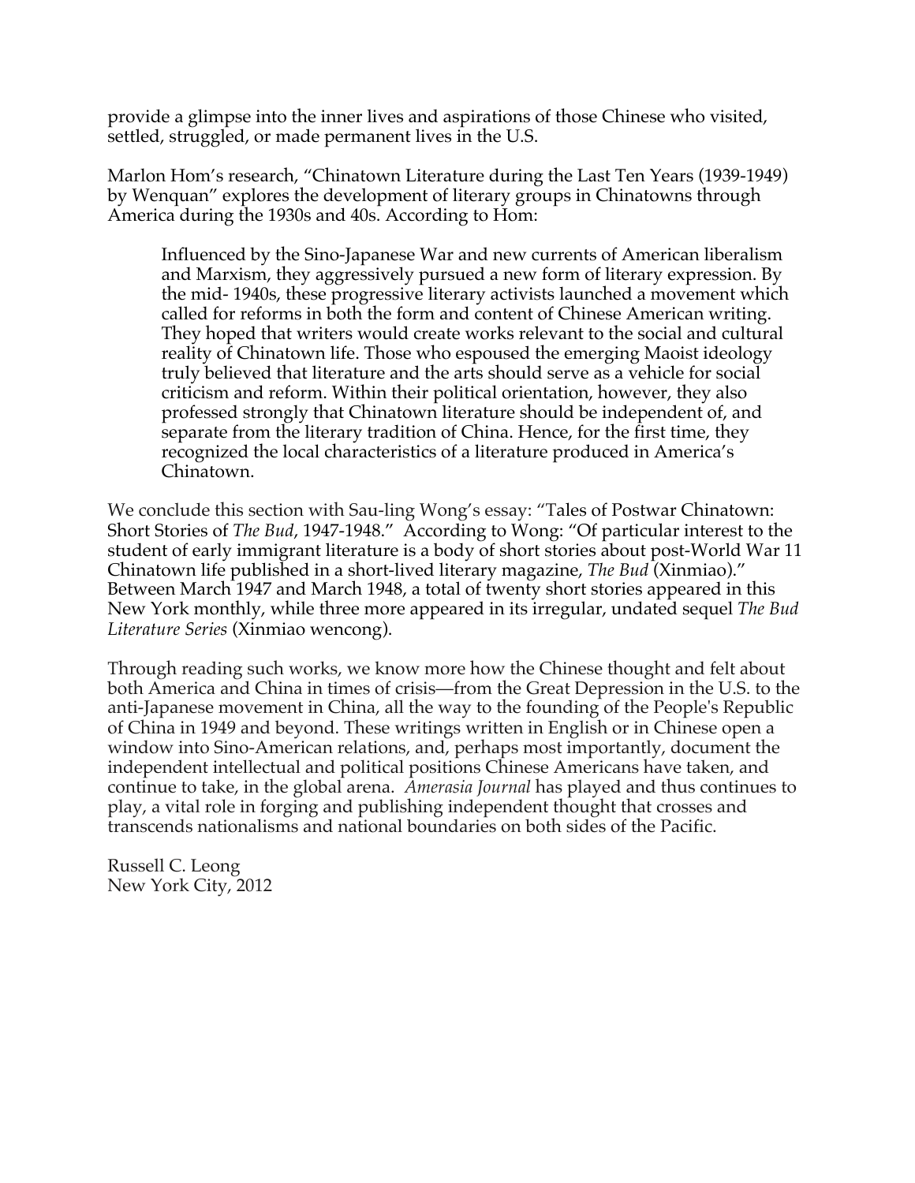provide a glimpse into the inner lives and aspirations of those Chinese who visited, settled, struggled, or made permanent lives in the U.S.

Marlon Hom's research, "Chinatown Literature during the Last Ten Years (1939-1949) by Wenquan" explores the development of literary groups in Chinatowns through America during the 1930s and 40s. According to Hom:

> Influenced by the Sino-Japanese War and new currents of American liberalism and Marxism, they aggressively pursued a new form of literary expression. By the mid- 1940s, these progressive literary activists launched a movement which called for reforms in both the form and content of Chinese American writing. They hoped that writers would create works relevant to the social and cultural reality of Chinatown life. Those who espoused the emerging Maoist ideology truly believed that literature and the arts should serve as a vehicle for social criticism and reform. Within their political orientation, however, they also professed strongly that Chinatown literature should be independent of, and separate from the literary tradition of China. Hence, for the first time, they recognized the local characteristics of a literature produced in America's Chinatown.

We conclude this section with Sau-ling Wong's essay: "Tales of Postwar Chinatown: Short Stories of *The Bud*, 1947-1948." According to Wong: "Of particular interest to the student of early immigrant literature is a body of short stories about post-World War 11 Chinatown life published in a short-lived literary magazine, *The Bud* (Xinmiao)." Between March 1947 and March 1948, a total of twenty short stories appeared in this New York monthly, while three more appeared in its irregular, undated sequel *The Bud Literature Series* (Xinmiao wencong).

Through reading such works, we know more how the Chinese thought and felt about both America and China in times of crisis—from the Great Depression in the U.S. to the anti-Japanese movement in China, all the way to the founding of the People's Republic of China in 1949 and beyond. These writings written in English or in Chinese open a window into Sino-American relations, and, perhaps most importantly, document the independent intellectual and political positions Chinese Americans have taken, and continue to take, in the global arena. *Amerasia Journal* has played and thus continues to play, a vital role in forging and publishing independent thought that crosses and transcends nationalisms and national boundaries on both sides of the Pacific.

Russell C. Leong
New York City, 2012